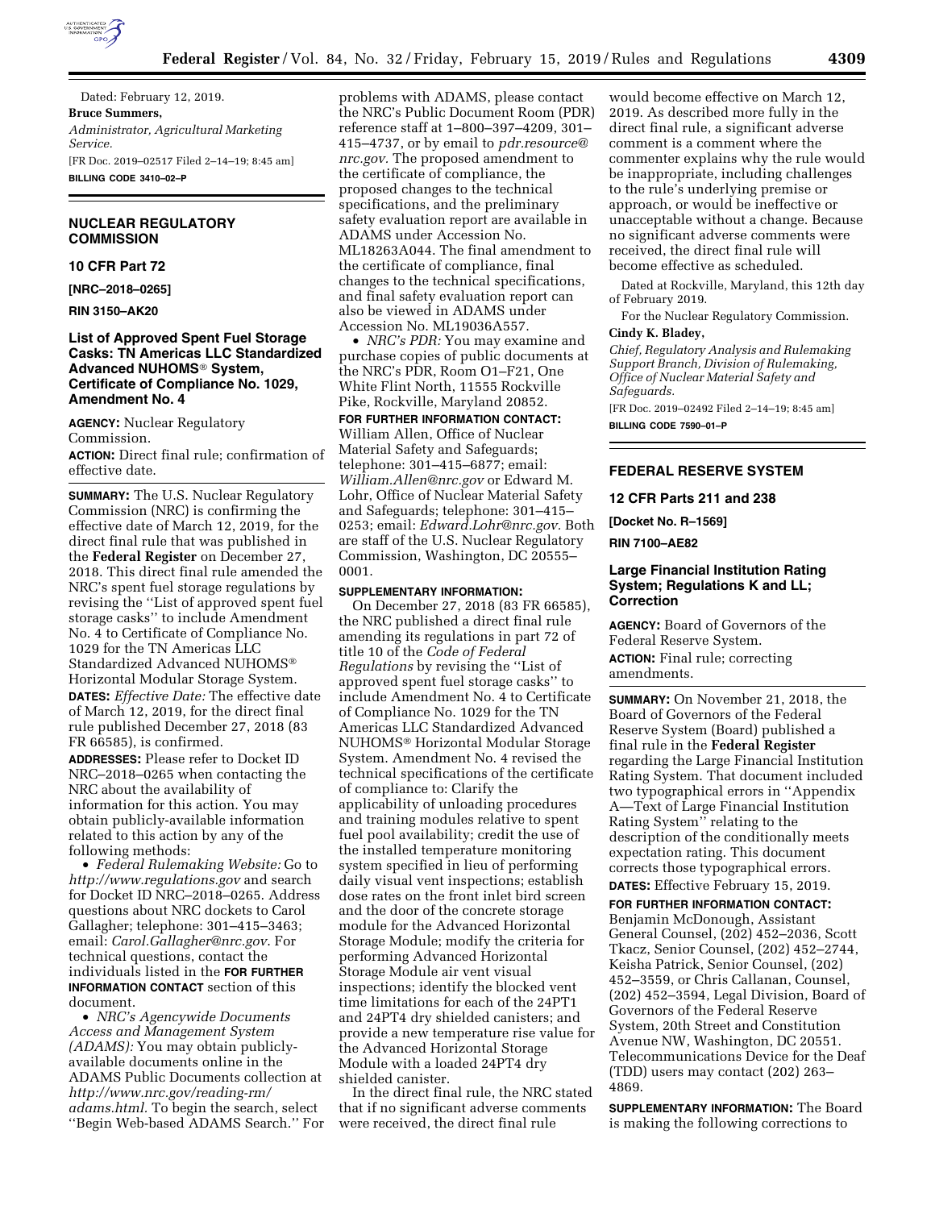Dated: February 12, 2019.

**Bruce Summers,**

*Administrator, Agricultural Marketing Service.*

[FR Doc. 2019–02517 Filed 2–14–19; 8:45 am]

**BILLING CODE 3410–02–P**

## NUCLEAR REGULATORY COMMISSION

### 10 CFR Part 72

**[NRC–2018–0265]**

**RIN 3150–AK20**

### List of Approved Spent Fuel Storage Casks: TN Americas LLC Standardized Advanced NUHOMS® System, Certificate of Compliance No. 1029, Amendment No. 4

**AGENCY:** Nuclear Regulatory Commission.

**ACTION:** Direct final rule; confirmation of effective date.

**SUMMARY:** The U.S. Nuclear Regulatory Commission (NRC) is confirming the effective date of March 12, 2019, for the direct final rule that was published in the **Federal Register** on December 27, 2018. This direct final rule amended the NRC's spent fuel storage regulations by revising the ''List of approved spent fuel storage casks'' to include Amendment No. 4 to Certificate of Compliance No. 1029 for the TN Americas LLC Standardized Advanced NUHOMS® Horizontal Modular Storage System.

**DATES:** *Effective Date:* The effective date of March 12, 2019, for the direct final rule published December 27, 2018 (83 FR 66585), is confirmed.

**ADDRESSES:** Please refer to Docket ID NRC–2018–0265 when contacting the NRC about the availability of information for this action. You may obtain publicly-available information related to this action by any of the following methods:

- *Federal Rulemaking Website:* Go to *http://www.regulations.gov* and search for Docket ID NRC–2018–0265. Address questions about NRC dockets to Carol Gallagher; telephone: 301–415–3463; email: *Carol.Gallagher@nrc.gov*. For technical questions, contact the individuals listed in the **FOR FURTHER INFORMATION CONTACT** section of this document.
- *NRC's Agencywide Documents Access and Management System (ADAMS):* You may obtain publicly-available documents online in the ADAMS Public Documents collection at *http://www.nrc.gov/reading-rm/adams.html.* To begin the search, select ''Begin Web-based ADAMS Search.'' For problems with ADAMS, please contact the NRC's Public Document Room (PDR) reference staff at 1–800–397–4209, 301–415–4737, or by email to *pdr.resource@nrc.gov.* The proposed amendment to the certificate of compliance, the proposed changes to the technical specifications, and the preliminary safety evaluation report are available in ADAMS under Accession No. ML18263A044. The final amendment to the certificate of compliance, final changes to the technical specifications, and final safety evaluation report can also be viewed in ADAMS under Accession No. ML19036A557.
- *NRC's PDR:* You may examine and purchase copies of public documents at the NRC's PDR, Room O1–F21, One White Flint North, 11555 Rockville Pike, Rockville, Maryland 20852.

**FOR FURTHER INFORMATION CONTACT:** William Allen, Office of Nuclear Material Safety and Safeguards; telephone: 301–415–6877; email: *William.Allen@nrc.gov* or Edward M. Lohr, Office of Nuclear Material Safety and Safeguards; telephone: 301–415–0253; email: *Edward.Lohr@nrc.gov.* Both are staff of the U.S. Nuclear Regulatory Commission, Washington, DC 20555–0001.

**SUPPLEMENTARY INFORMATION:**

On December 27, 2018 (83 FR 66585), the NRC published a direct final rule amending its regulations in part 72 of title 10 of the *Code of Federal Regulations* by revising the ''List of approved spent fuel storage casks'' to include Amendment No. 4 to Certificate of Compliance No. 1029 for the TN Americas LLC Standardized Advanced NUHOMS® Horizontal Modular Storage System. Amendment No. 4 revised the technical specifications of the certificate of compliance to: Clarify the applicability of unloading procedures and training modules relative to spent fuel pool availability; credit the use of the installed temperature monitoring system specified in lieu of performing daily visual vent inspections; establish dose rates on the front inlet bird screen and the door of the concrete storage module for the Advanced Horizontal Storage Module; modify the criteria for performing Advanced Horizontal Storage Module air vent visual inspections; identify the blocked vent time limitations for each of the 24PT1 and 24PT4 dry shielded canisters; and provide a new temperature rise value for the Advanced Horizontal Storage Module with a loaded 24PT4 dry shielded canister.

In the direct final rule, the NRC stated that if no significant adverse comments were received, the direct final rule would become effective on March 12, 2019. As described more fully in the direct final rule, a significant adverse comment is a comment where the commenter explains why the rule would be inappropriate, including challenges to the rule's underlying premise or approach, or would be ineffective or unacceptable without a change. Because no significant adverse comments were received, the direct final rule will become effective as scheduled.

Dated at Rockville, Maryland, this 12th day of February 2019.

For the Nuclear Regulatory Commission.

**Cindy K. Bladey,**

*Chief, Regulatory Analysis and Rulemaking Support Branch, Division of Rulemaking, Office of Nuclear Material Safety and Safeguards.*

[FR Doc. 2019–02492 Filed 2–14–19; 8:45 am]

**BILLING CODE 7590–01–P**

## FEDERAL RESERVE SYSTEM

### 12 CFR Parts 211 and 238

**[Docket No. R–1569]**

**RIN 7100–AE82**

### Large Financial Institution Rating System; Regulations K and LL; Correction

**AGENCY:** Board of Governors of the Federal Reserve System.

**ACTION:** Final rule; correcting amendments.

**SUMMARY:** On November 21, 2018, the Board of Governors of the Federal Reserve System (Board) published a final rule in the **Federal Register** regarding the Large Financial Institution Rating System. That document included two typographical errors in ''Appendix A—Text of Large Financial Institution Rating System'' relating to the description of the conditionally meets expectation rating. This document corrects those typographical errors.

**DATES:** Effective February 15, 2019.

**FOR FURTHER INFORMATION CONTACT:** Benjamin McDonough, Assistant General Counsel, (202) 452–2036, Scott Tkacz, Senior Counsel, (202) 452–2744, Keisha Patrick, Senior Counsel, (202) 452–3559, or Chris Callanan, Counsel, (202) 452–3594, Legal Division, Board of Governors of the Federal Reserve System, 20th Street and Constitution Avenue NW, Washington, DC 20551. Telecommunications Device for the Deaf (TDD) users may contact (202) 263–4869.

**SUPPLEMENTARY INFORMATION:** The Board is making the following corrections to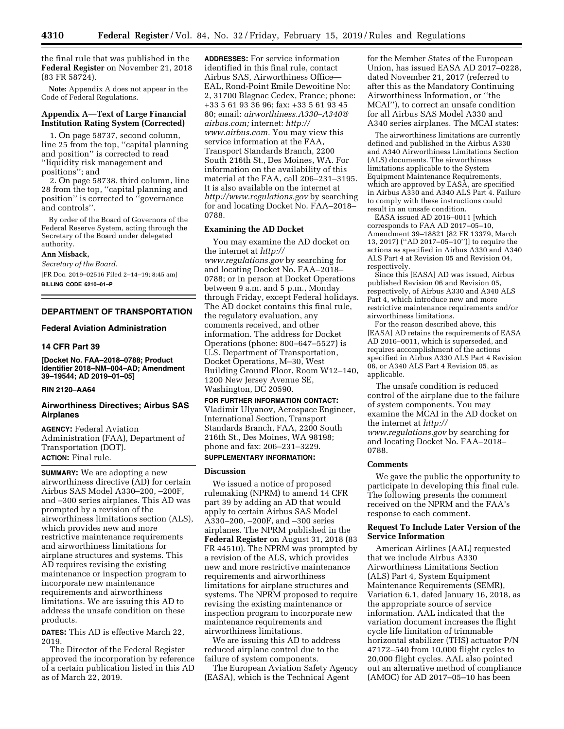the final rule that was published in the **Federal Register** on November 21, 2018 (83 FR 58724).

**Note:** Appendix A does not appear in the Code of Federal Regulations.

### Appendix A—Text of Large Financial Institution Rating System (Corrected)

1. On page 58737, second column, line 25 from the top, ''capital planning and position'' is corrected to read ''liquidity risk management and positions''; and

2. On page 58738, third column, line 28 from the top, ''capital planning and position'' is corrected to ''governance and controls''.

By order of the Board of Governors of the Federal Reserve System, acting through the Secretary of the Board under delegated authority.

**Ann Misback,**

*Secretary of the Board.*

[FR Doc. 2019–02516 Filed 2–14–19; 8:45 am]

**BILLING CODE 6210–01–P**

---

## DEPARTMENT OF TRANSPORTATION

### Federal Aviation Administration

### 14 CFR Part 39

**[Docket No. FAA–2018–0788; Product Identifier 2018–NM–004–AD; Amendment 39–19544; AD 2019–01–05]**

**RIN 2120–AA64**

### Airworthiness Directives; Airbus SAS Airplanes

**AGENCY:** Federal Aviation Administration (FAA), Department of Transportation (DOT).

**ACTION:** Final rule.

**SUMMARY:** We are adopting a new airworthiness directive (AD) for certain Airbus SAS Model A330–200, –200F, and –300 series airplanes. This AD was prompted by a revision of the airworthiness limitations section (ALS), which provides new and more restrictive maintenance requirements and airworthiness limitations for airplane structures and systems. This AD requires revising the existing maintenance or inspection program to incorporate new maintenance requirements and airworthiness limitations. We are issuing this AD to address the unsafe condition on these products.

**DATES:** This AD is effective March 22, 2019.

The Director of the Federal Register approved the incorporation by reference of a certain publication listed in this AD as of March 22, 2019.

**ADDRESSES:** For service information identified in this final rule, contact Airbus SAS, Airworthiness Office—EAL, Rond-Point Emile Dewoitine No: 2, 31700 Blagnac Cedex, France; phone: +33 5 61 93 36 96; fax: +33 5 61 93 45 80; email: *airworthiness.A330–A340@airbus.com;* internet: *http://www.airbus.com.* You may view this service information at the FAA, Transport Standards Branch, 2200 South 216th St., Des Moines, WA. For information on the availability of this material at the FAA, call 206–231–3195. It is also available on the internet at *http://www.regulations.gov* by searching for and locating Docket No. FAA–2018–0788.

#### Examining the AD Docket

You may examine the AD docket on the internet at *http://www.regulations.gov* by searching for and locating Docket No. FAA–2018–0788; or in person at Docket Operations between 9 a.m. and 5 p.m., Monday through Friday, except Federal holidays. The AD docket contains this final rule, the regulatory evaluation, any comments received, and other information. The address for Docket Operations (phone: 800–647–5527) is U.S. Department of Transportation, Docket Operations, M–30, West Building Ground Floor, Room W12–140, 1200 New Jersey Avenue SE, Washington, DC 20590.

**FOR FURTHER INFORMATION CONTACT:** Vladimir Ulyanov, Aerospace Engineer, International Section, Transport Standards Branch, FAA, 2200 South 216th St., Des Moines, WA 98198; phone and fax: 206–231–3229.

**SUPPLEMENTARY INFORMATION:**

#### Discussion

We issued a notice of proposed rulemaking (NPRM) to amend 14 CFR part 39 by adding an AD that would apply to certain Airbus SAS Model A330–200, –200F, and –300 series airplanes. The NPRM published in the **Federal Register** on August 31, 2018 (83 FR 44510). The NPRM was prompted by a revision of the ALS, which provides new and more restrictive maintenance requirements and airworthiness limitations for airplane structures and systems. The NPRM proposed to require revising the existing maintenance or inspection program to incorporate new maintenance requirements and airworthiness limitations.

We are issuing this AD to address reduced airplane control due to the failure of system components.

The European Aviation Safety Agency (EASA), which is the Technical Agent for the Member States of the European Union, has issued EASA AD 2017–0228, dated November 21, 2017 (referred to after this as the Mandatory Continuing Airworthiness Information, or ''the MCAI''), to correct an unsafe condition for all Airbus SAS Model A330 and A340 series airplanes. The MCAI states:

> The airworthiness limitations are currently defined and published in the Airbus A330 and A340 Airworthiness Limitations Section (ALS) documents. The airworthiness limitations applicable to the System Equipment Maintenance Requirements, which are approved by EASA, are specified in Airbus A330 and A340 ALS Part 4. Failure to comply with these instructions could result in an unsafe condition.
>
> EASA issued AD 2016–0011 [which corresponds to FAA AD 2017–05–10, Amendment 39–18821 (82 FR 13379, March 13, 2017) (''AD 2017–05–10'')] to require the actions as specified in Airbus A330 and A340 ALS Part 4 at Revision 05 and Revision 04, respectively.
>
> Since this [EASA] AD was issued, Airbus published Revision 06 and Revision 05, respectively, of Airbus A330 and A340 ALS Part 4, which introduce new and more restrictive maintenance requirements and/or airworthiness limitations.
>
> For the reason described above, this [EASA] AD retains the requirements of EASA AD 2016–0011, which is superseded, and requires accomplishment of the actions specified in Airbus A330 ALS Part 4 Revision 06, or A340 ALS Part 4 Revision 05, as applicable.

The unsafe condition is reduced control of the airplane due to the failure of system components. You may examine the MCAI in the AD docket on the internet at *http://www.regulations.gov* by searching for and locating Docket No. FAA–2018–0788.

#### Comments

We gave the public the opportunity to participate in developing this final rule. The following presents the comment received on the NPRM and the FAA's response to each comment.

#### Request To Include Later Version of the Service Information

American Airlines (AAL) requested that we include Airbus A330 Airworthiness Limitations Section (ALS) Part 4, System Equipment Maintenance Requirements (SEMR), Variation 6.1, dated January 16, 2018, as the appropriate source of service information. AAL indicated that the variation document increases the flight cycle life limitation of trimmable horizontal stabilizer (THS) actuator P/N 47172–540 from 10,000 flight cycles to 20,000 flight cycles. AAL also pointed out an alternative method of compliance (AMOC) for AD 2017–05–10 has been